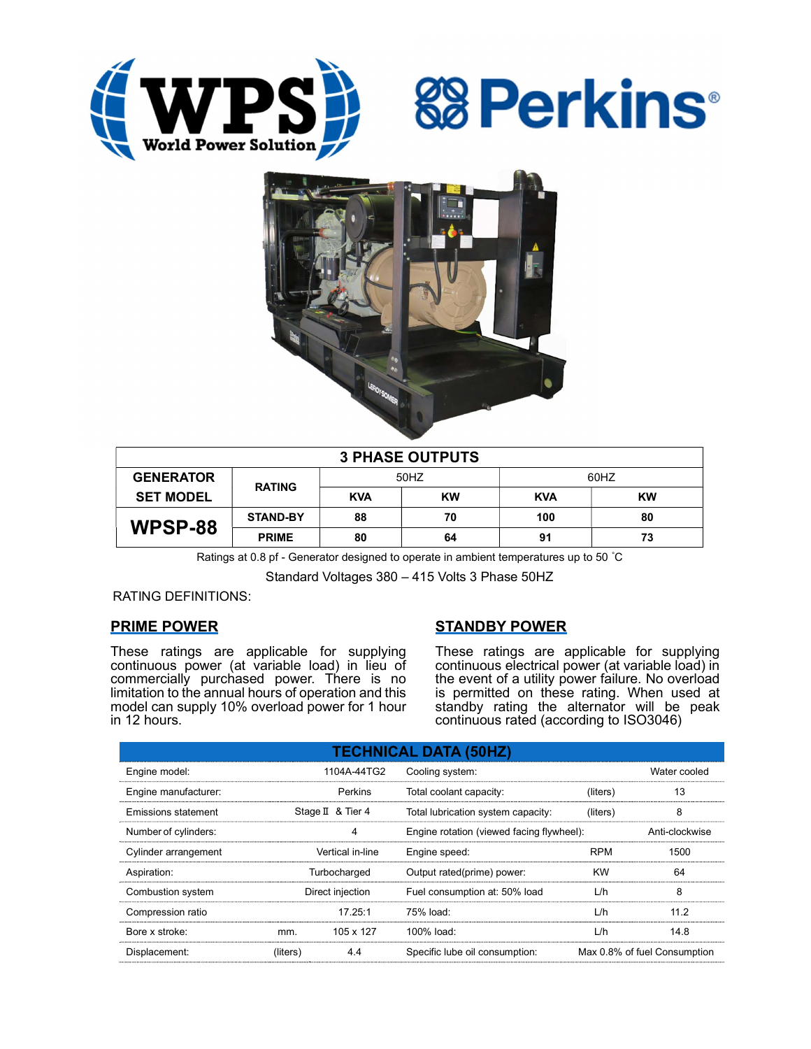WPS World Power Solution

Perkins®

| GENERATOR SET MODEL | RATING | 3 PHASE OUTPUTS | | | |
|---|---|---|---|---|---|
| | | 50HZ | | 60HZ | |
| | | KVA | KW | KVA | KW |
| **WPSP-88** | STAND-BY | 88 | 70 | 100 | 80 |
| | PRIME | 80 | 64 | 91 | 73 |

Ratings at 0.8 pf - Generator designed to operate in ambient temperatures up to 50 ˚C

Standard Voltages 380 – 415 Volts 3 Phase 50HZ

RATING DEFINITIONS:

## PRIME POWER

These ratings are applicable for supplying continuous power (at variable load) in lieu of commercially purchased power. There is no limitation to the annual hours of operation and this model can supply 10% overload power for 1 hour in 12 hours.

## STANDBY POWER

These ratings are applicable for supplying continuous electrical power (at variable load) in the event of a utility power failure. No overload is permitted on these rating. When used at standby rating the alternator will be peak continuous rated (according to ISO3046)

## TECHNICAL DATA (50HZ)

| | | | | | |
|---|---|---|---|---|---|
| Engine model: | | 1104A-44TG2 | Cooling system: | | Water cooled |
| Engine manufacturer: | | Perkins | Total coolant capacity: | (liters) | 13 |
| Emissions statement | | Stage Ⅱ & Tier 4 | Total lubrication system capacity: | (liters) | 8 |
| Number of cylinders: | | 4 | Engine rotation (viewed facing flywheel): | | Anti-clockwise |
| Cylinder arrangement | | Vertical in-line | Engine speed: | RPM | 1500 |
| Aspiration: | | Turbocharged | Output rated(prime) power: | KW | 64 |
| Combustion system | | Direct injection | Fuel consumption at: 50% load | L/h | 8 |
| Compression ratio | | 17.25:1 | 75% load: | L/h | 11.2 |
| Bore x stroke: | mm. | 105 x 127 | 100% load: | L/h | 14.8 |
| Displacement: | (liters) | 4.4 | Specific lube oil consumption: | | Max 0.8% of fuel Consumption |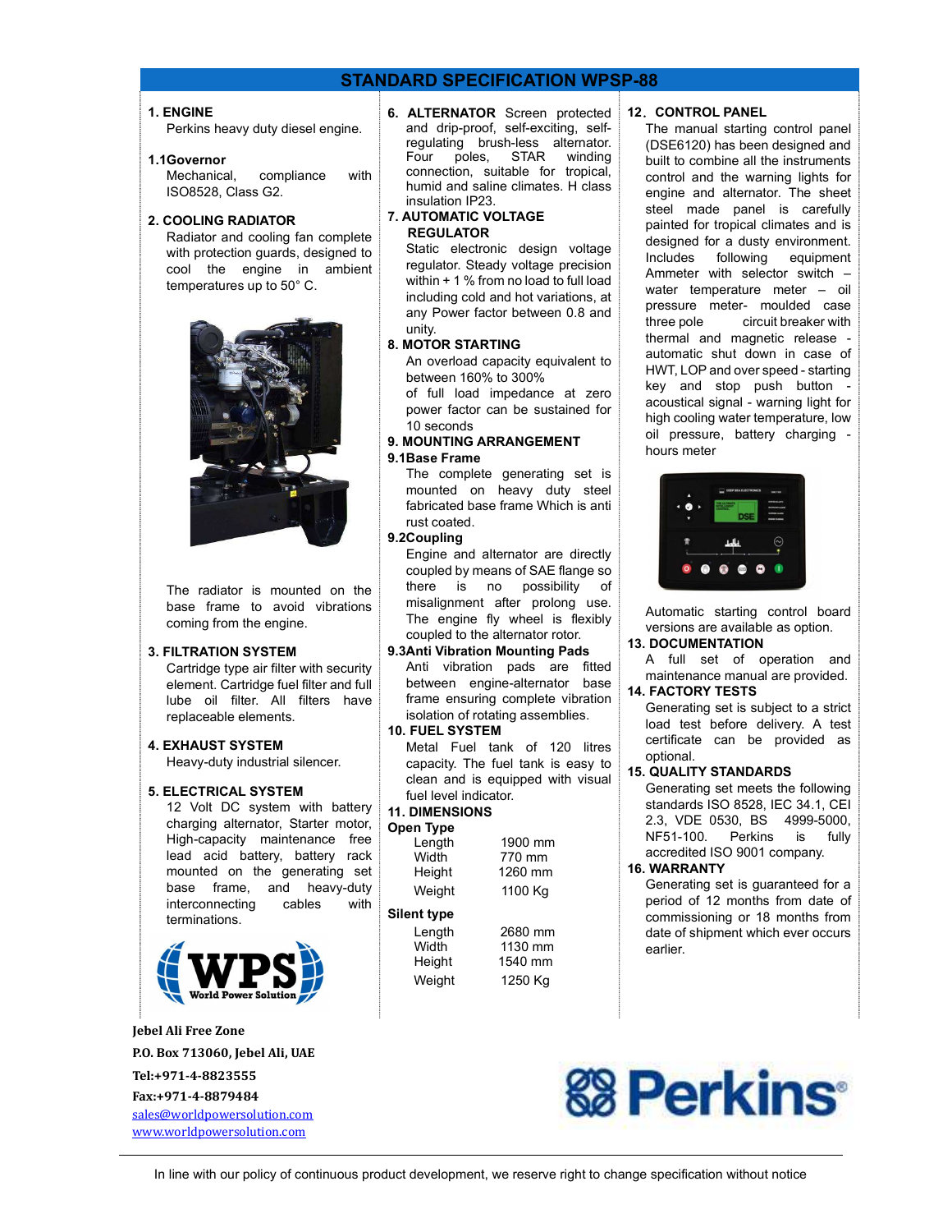# STANDARD SPECIFICATION WPSP-88

## 1. ENGINE

Perkins heavy duty diesel engine.

### 1.1Governor

Mechanical, compliance with ISO8528, Class G2.

## 2. COOLING RADIATOR

Radiator and cooling fan complete with protection guards, designed to cool the engine in ambient temperatures up to 50° C.

The radiator is mounted on the base frame to avoid vibrations coming from the engine.

## 3. FILTRATION SYSTEM

Cartridge type air filter with security element. Cartridge fuel filter and full lube oil filter. All filters have replaceable elements.

## 4. EXHAUST SYSTEM

Heavy-duty industrial silencer.

## 5. ELECTRICAL SYSTEM

12 Volt DC system with battery charging alternator, Starter motor, High-capacity maintenance free lead acid battery, battery rack mounted on the generating set base frame, and heavy-duty interconnecting cables with terminations.

## 6. ALTERNATOR

Screen protected and drip-proof, self-exciting, self-regulating brush-less alternator. Four poles, STAR winding connection, suitable for tropical, humid and saline climates. H class insulation IP23.

## 7. AUTOMATIC VOLTAGE REGULATOR

Static electronic design voltage regulator. Steady voltage precision within + 1 % from no load to full load including cold and hot variations, at any Power factor between 0.8 and unity.

## 8. MOTOR STARTING

An overload capacity equivalent to between 160% to 300% of full load impedance at zero power factor can be sustained for 10 seconds

## 9. MOUNTING ARRANGEMENT

### 9.1Base Frame

The complete generating set is mounted on heavy duty steel fabricated base frame Which is anti rust coated.

### 9.2Coupling

Engine and alternator are directly coupled by means of SAE flange so there is no possibility of misalignment after prolong use. The engine fly wheel is flexibly coupled to the alternator rotor.

### 9.3Anti Vibration Mounting Pads

Anti vibration pads are fitted between engine-alternator base frame ensuring complete vibration isolation of rotating assemblies.

## 10. FUEL SYSTEM

Metal Fuel tank of 120 litres capacity. The fuel tank is easy to clean and is equipped with visual fuel level indicator.

## 11. DIMENSIONS

**Open Type**

| | |
|---|---|
| Length | 1900 mm |
| Width | 770 mm |
| Height | 1260 mm |
| Weight | 1100 Kg |

**Silent type**

| | |
|---|---|
| Length | 2680 mm |
| Width | 1130 mm |
| Height | 1540 mm |
| Weight | 1250 Kg |

## 12. CONTROL PANEL

The manual starting control panel (DSE6120) has been designed and built to combine all the instruments control and the warning lights for engine and alternator. The sheet steel made panel is carefully painted for tropical climates and is designed for a dusty environment. Includes following equipment Ammeter with selector switch – water temperature meter – oil pressure meter- moulded case three pole circuit breaker with thermal and magnetic release - automatic shut down in case of HWT, LOP and over speed - starting key and stop push button - acoustical signal - warning light for high cooling water temperature, low oil pressure, battery charging - hours meter

Automatic starting control board versions are available as option.

## 13. DOCUMENTATION

A full set of operation and maintenance manual are provided.

## 14. FACTORY TESTS

Generating set is subject to a strict load test before delivery. A test certificate can be provided as optional.

## 15. QUALITY STANDARDS

Generating set meets the following standards ISO 8528, IEC 34.1, CEI 2.3, VDE 0530, BS 4999-5000, NF51-100. Perkins is fully accredited ISO 9001 company.

## 16. WARRANTY

Generating set is guaranteed for a period of 12 months from date of commissioning or 18 months from date of shipment which ever occurs earlier.

WPS World Power Solution

**Jebel Ali Free Zone**
**P.O. Box 713060, Jebel Ali, UAE**
**Tel:+971-4-8823555**
**Fax:+971-4-8879484**
sales@worldpowersolution.com
www.worldpowersolution.com

Perkins

In line with our policy of continuous product development, we reserve right to change specification without notice